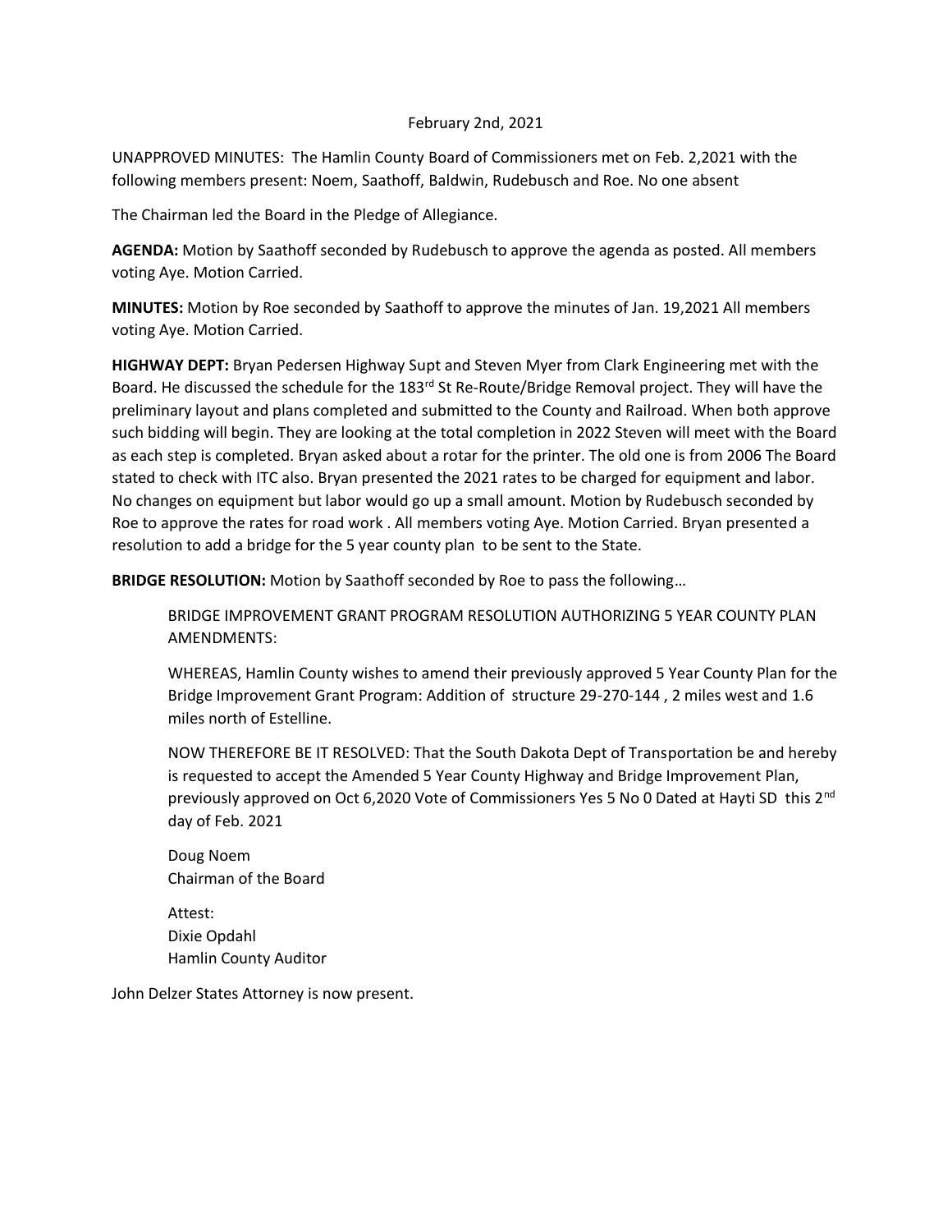February 2nd, 2021

UNAPPROVED MINUTES: The Hamlin County Board of Commissioners met on Feb. 2,2021 with the following members present: Noem, Saathoff, Baldwin, Rudebusch and Roe. No one absent

The Chairman led the Board in the Pledge of Allegiance.

**AGENDA:** Motion by Saathoff seconded by Rudebusch to approve the agenda as posted. All members voting Aye. Motion Carried.

**MINUTES:** Motion by Roe seconded by Saathoff to approve the minutes of Jan. 19,2021 All members voting Aye. Motion Carried.

**HIGHWAY DEPT:** Bryan Pedersen Highway Supt and Steven Myer from Clark Engineering met with the Board. He discussed the schedule for the 183rd St Re-Route/Bridge Removal project. They will have the preliminary layout and plans completed and submitted to the County and Railroad. When both approve such bidding will begin. They are looking at the total completion in 2022 Steven will meet with the Board as each step is completed. Bryan asked about a rotar for the printer. The old one is from 2006 The Board stated to check with ITC also. Bryan presented the 2021 rates to be charged for equipment and labor. No changes on equipment but labor would go up a small amount. Motion by Rudebusch seconded by Roe to approve the rates for road work . All members voting Aye. Motion Carried. Bryan presented a resolution to add a bridge for the 5 year county plan to be sent to the State.

**BRIDGE RESOLUTION:** Motion by Saathoff seconded by Roe to pass the following…

> BRIDGE IMPROVEMENT GRANT PROGRAM RESOLUTION AUTHORIZING 5 YEAR COUNTY PLAN AMENDMENTS:
>
> WHEREAS, Hamlin County wishes to amend their previously approved 5 Year County Plan for the Bridge Improvement Grant Program: Addition of structure 29-270-144 , 2 miles west and 1.6 miles north of Estelline.
>
> NOW THEREFORE BE IT RESOLVED: That the South Dakota Dept of Transportation be and hereby is requested to accept the Amended 5 Year County Highway and Bridge Improvement Plan, previously approved on Oct 6,2020 Vote of Commissioners Yes 5 No 0 Dated at Hayti SD this 2nd day of Feb. 2021
>
> Doug Noem
> Chairman of the Board
>
> Attest:
> Dixie Opdahl
> Hamlin County Auditor

John Delzer States Attorney is now present.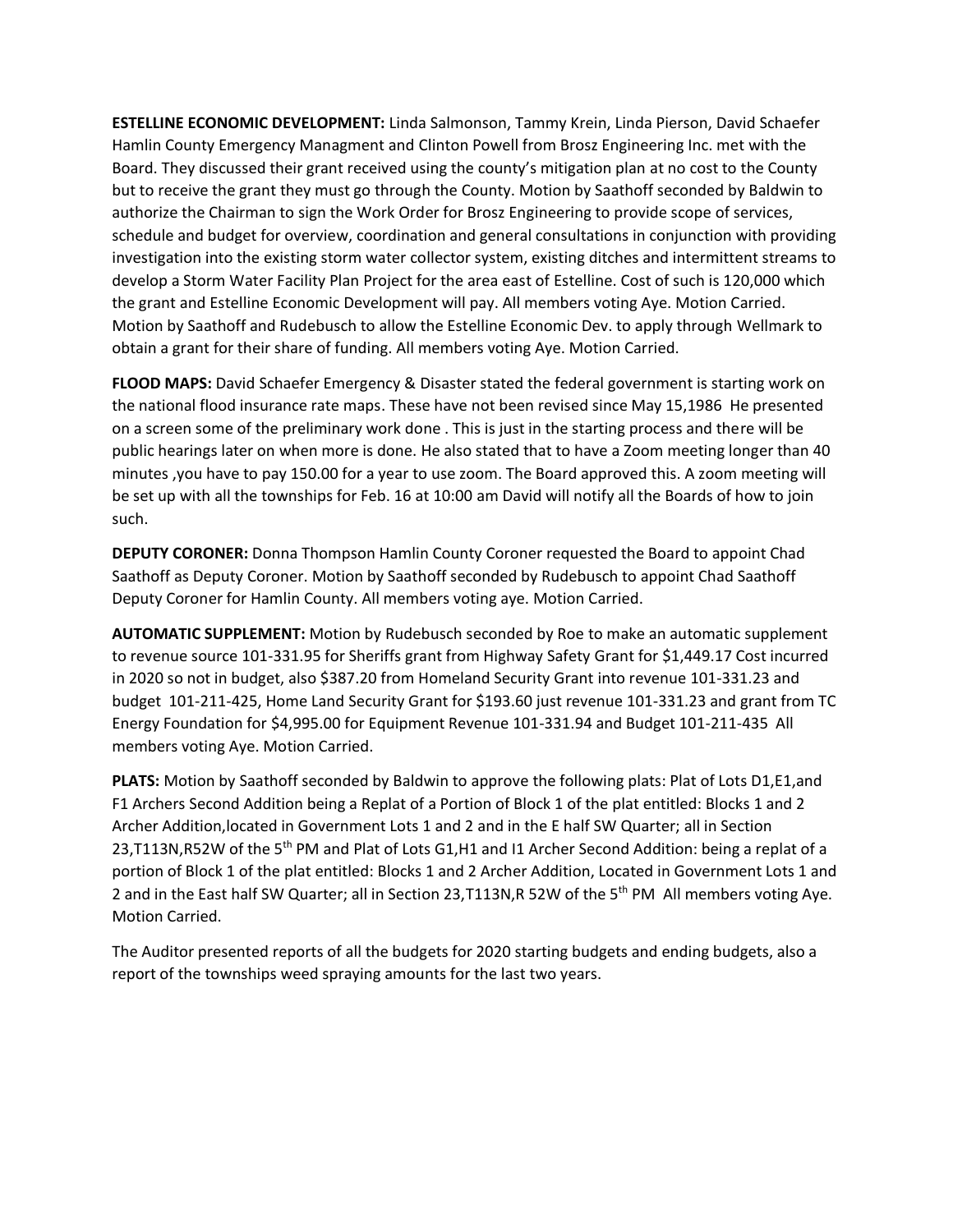**ESTELLINE ECONOMIC DEVELOPMENT:** Linda Salmonson, Tammy Krein, Linda Pierson, David Schaefer Hamlin County Emergency Managment and Clinton Powell from Brosz Engineering Inc. met with the Board. They discussed their grant received using the county's mitigation plan at no cost to the County but to receive the grant they must go through the County. Motion by Saathoff seconded by Baldwin to authorize the Chairman to sign the Work Order for Brosz Engineering to provide scope of services, schedule and budget for overview, coordination and general consultations in conjunction with providing investigation into the existing storm water collector system, existing ditches and intermittent streams to develop a Storm Water Facility Plan Project for the area east of Estelline. Cost of such is 120,000 which the grant and Estelline Economic Development will pay. All members voting Aye. Motion Carried. Motion by Saathoff and Rudebusch to allow the Estelline Economic Dev. to apply through Wellmark to obtain a grant for their share of funding. All members voting Aye. Motion Carried.

**FLOOD MAPS:** David Schaefer Emergency & Disaster stated the federal government is starting work on the national flood insurance rate maps. These have not been revised since May 15,1986 He presented on a screen some of the preliminary work done . This is just in the starting process and there will be public hearings later on when more is done. He also stated that to have a Zoom meeting longer than 40 minutes ,you have to pay 150.00 for a year to use zoom. The Board approved this. A zoom meeting will be set up with all the townships for Feb. 16 at 10:00 am David will notify all the Boards of how to join such.

**DEPUTY CORONER:** Donna Thompson Hamlin County Coroner requested the Board to appoint Chad Saathoff as Deputy Coroner. Motion by Saathoff seconded by Rudebusch to appoint Chad Saathoff Deputy Coroner for Hamlin County. All members voting aye. Motion Carried.

**AUTOMATIC SUPPLEMENT:** Motion by Rudebusch seconded by Roe to make an automatic supplement to revenue source 101-331.95 for Sheriffs grant from Highway Safety Grant for $1,449.17 Cost incurred in 2020 so not in budget, also $387.20 from Homeland Security Grant into revenue 101-331.23 and budget 101-211-425, Home Land Security Grant for $193.60 just revenue 101-331.23 and grant from TC Energy Foundation for $4,995.00 for Equipment Revenue 101-331.94 and Budget 101-211-435 All members voting Aye. Motion Carried.

**PLATS:** Motion by Saathoff seconded by Baldwin to approve the following plats: Plat of Lots D1,E1,and F1 Archers Second Addition being a Replat of a Portion of Block 1 of the plat entitled: Blocks 1 and 2 Archer Addition,located in Government Lots 1 and 2 and in the E half SW Quarter; all in Section 23,T113N,R52W of the 5th PM and Plat of Lots G1,H1 and I1 Archer Second Addition: being a replat of a portion of Block 1 of the plat entitled: Blocks 1 and 2 Archer Addition, Located in Government Lots 1 and 2 and in the East half SW Quarter; all in Section 23,T113N,R 52W of the 5th PM All members voting Aye. Motion Carried.

The Auditor presented reports of all the budgets for 2020 starting budgets and ending budgets, also a report of the townships weed spraying amounts for the last two years.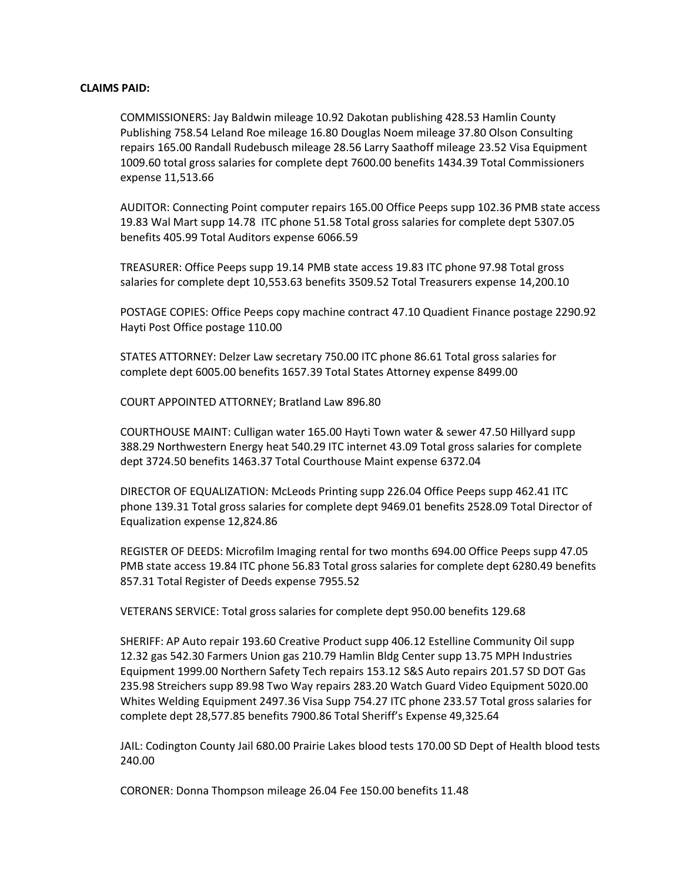**CLAIMS PAID:**

COMMISSIONERS: Jay Baldwin mileage 10.92 Dakotan publishing 428.53 Hamlin County Publishing 758.54 Leland Roe mileage 16.80 Douglas Noem mileage 37.80 Olson Consulting repairs 165.00 Randall Rudebusch mileage 28.56 Larry Saathoff mileage 23.52 Visa Equipment 1009.60 total gross salaries for complete dept 7600.00 benefits 1434.39 Total Commissioners expense 11,513.66

AUDITOR: Connecting Point computer repairs 165.00 Office Peeps supp 102.36 PMB state access 19.83 Wal Mart supp 14.78 ITC phone 51.58 Total gross salaries for complete dept 5307.05 benefits 405.99 Total Auditors expense 6066.59

TREASURER: Office Peeps supp 19.14 PMB state access 19.83 ITC phone 97.98 Total gross salaries for complete dept 10,553.63 benefits 3509.52 Total Treasurers expense 14,200.10

POSTAGE COPIES: Office Peeps copy machine contract 47.10 Quadient Finance postage 2290.92 Hayti Post Office postage 110.00

STATES ATTORNEY: Delzer Law secretary 750.00 ITC phone 86.61 Total gross salaries for complete dept 6005.00 benefits 1657.39 Total States Attorney expense 8499.00

COURT APPOINTED ATTORNEY; Bratland Law 896.80

COURTHOUSE MAINT: Culligan water 165.00 Hayti Town water & sewer 47.50 Hillyard supp 388.29 Northwestern Energy heat 540.29 ITC internet 43.09 Total gross salaries for complete dept 3724.50 benefits 1463.37 Total Courthouse Maint expense 6372.04

DIRECTOR OF EQUALIZATION: McLeods Printing supp 226.04 Office Peeps supp 462.41 ITC phone 139.31 Total gross salaries for complete dept 9469.01 benefits 2528.09 Total Director of Equalization expense 12,824.86

REGISTER OF DEEDS: Microfilm Imaging rental for two months 694.00 Office Peeps supp 47.05 PMB state access 19.84 ITC phone 56.83 Total gross salaries for complete dept 6280.49 benefits 857.31 Total Register of Deeds expense 7955.52

VETERANS SERVICE: Total gross salaries for complete dept 950.00 benefits 129.68

SHERIFF: AP Auto repair 193.60 Creative Product supp 406.12 Estelline Community Oil supp 12.32 gas 542.30 Farmers Union gas 210.79 Hamlin Bldg Center supp 13.75 MPH Industries Equipment 1999.00 Northern Safety Tech repairs 153.12 S&S Auto repairs 201.57 SD DOT Gas 235.98 Streichers supp 89.98 Two Way repairs 283.20 Watch Guard Video Equipment 5020.00 Whites Welding Equipment 2497.36 Visa Supp 754.27 ITC phone 233.57 Total gross salaries for complete dept 28,577.85 benefits 7900.86 Total Sheriff's Expense 49,325.64

JAIL: Codington County Jail 680.00 Prairie Lakes blood tests 170.00 SD Dept of Health blood tests 240.00

CORONER: Donna Thompson mileage 26.04 Fee 150.00 benefits 11.48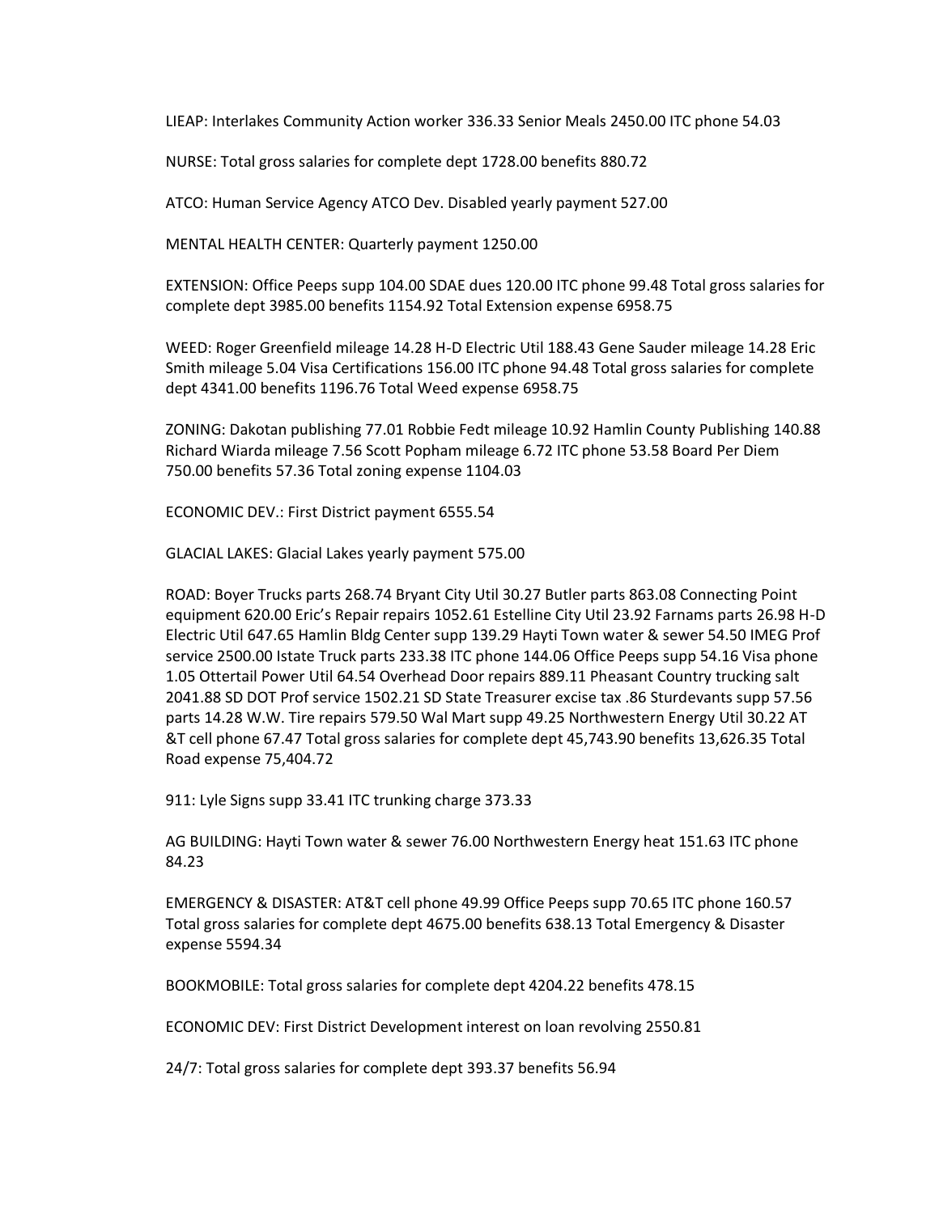LIEAP: Interlakes Community Action worker 336.33 Senior Meals 2450.00 ITC phone 54.03

NURSE: Total gross salaries for complete dept 1728.00 benefits 880.72

ATCO: Human Service Agency ATCO Dev. Disabled yearly payment 527.00

MENTAL HEALTH CENTER: Quarterly payment 1250.00

EXTENSION: Office Peeps supp 104.00 SDAE dues 120.00 ITC phone 99.48 Total gross salaries for complete dept 3985.00 benefits 1154.92 Total Extension expense 6958.75

WEED: Roger Greenfield mileage 14.28 H-D Electric Util 188.43 Gene Sauder mileage 14.28 Eric Smith mileage 5.04 Visa Certifications 156.00 ITC phone 94.48 Total gross salaries for complete dept 4341.00 benefits 1196.76 Total Weed expense 6958.75

ZONING: Dakotan publishing 77.01 Robbie Fedt mileage 10.92 Hamlin County Publishing 140.88 Richard Wiarda mileage 7.56 Scott Popham mileage 6.72 ITC phone 53.58 Board Per Diem 750.00 benefits 57.36 Total zoning expense 1104.03

ECONOMIC DEV.: First District payment 6555.54

GLACIAL LAKES: Glacial Lakes yearly payment 575.00

ROAD: Boyer Trucks parts 268.74 Bryant City Util 30.27 Butler parts 863.08 Connecting Point equipment 620.00 Eric's Repair repairs 1052.61 Estelline City Util 23.92 Farnams parts 26.98 H-D Electric Util 647.65 Hamlin Bldg Center supp 139.29 Hayti Town water & sewer 54.50 IMEG Prof service 2500.00 Istate Truck parts 233.38 ITC phone 144.06 Office Peeps supp 54.16 Visa phone 1.05 Ottertail Power Util 64.54 Overhead Door repairs 889.11 Pheasant Country trucking salt 2041.88 SD DOT Prof service 1502.21 SD State Treasurer excise tax .86 Sturdevants supp 57.56 parts 14.28 W.W. Tire repairs 579.50 Wal Mart supp 49.25 Northwestern Energy Util 30.22 AT &T cell phone 67.47 Total gross salaries for complete dept 45,743.90 benefits 13,626.35 Total Road expense 75,404.72

911: Lyle Signs supp 33.41 ITC trunking charge 373.33

AG BUILDING: Hayti Town water & sewer 76.00 Northwestern Energy heat 151.63 ITC phone 84.23

EMERGENCY & DISASTER: AT&T cell phone 49.99 Office Peeps supp 70.65 ITC phone 160.57 Total gross salaries for complete dept 4675.00 benefits 638.13 Total Emergency & Disaster expense 5594.34

BOOKMOBILE: Total gross salaries for complete dept 4204.22 benefits 478.15

ECONOMIC DEV: First District Development interest on loan revolving 2550.81

24/7: Total gross salaries for complete dept 393.37 benefits 56.94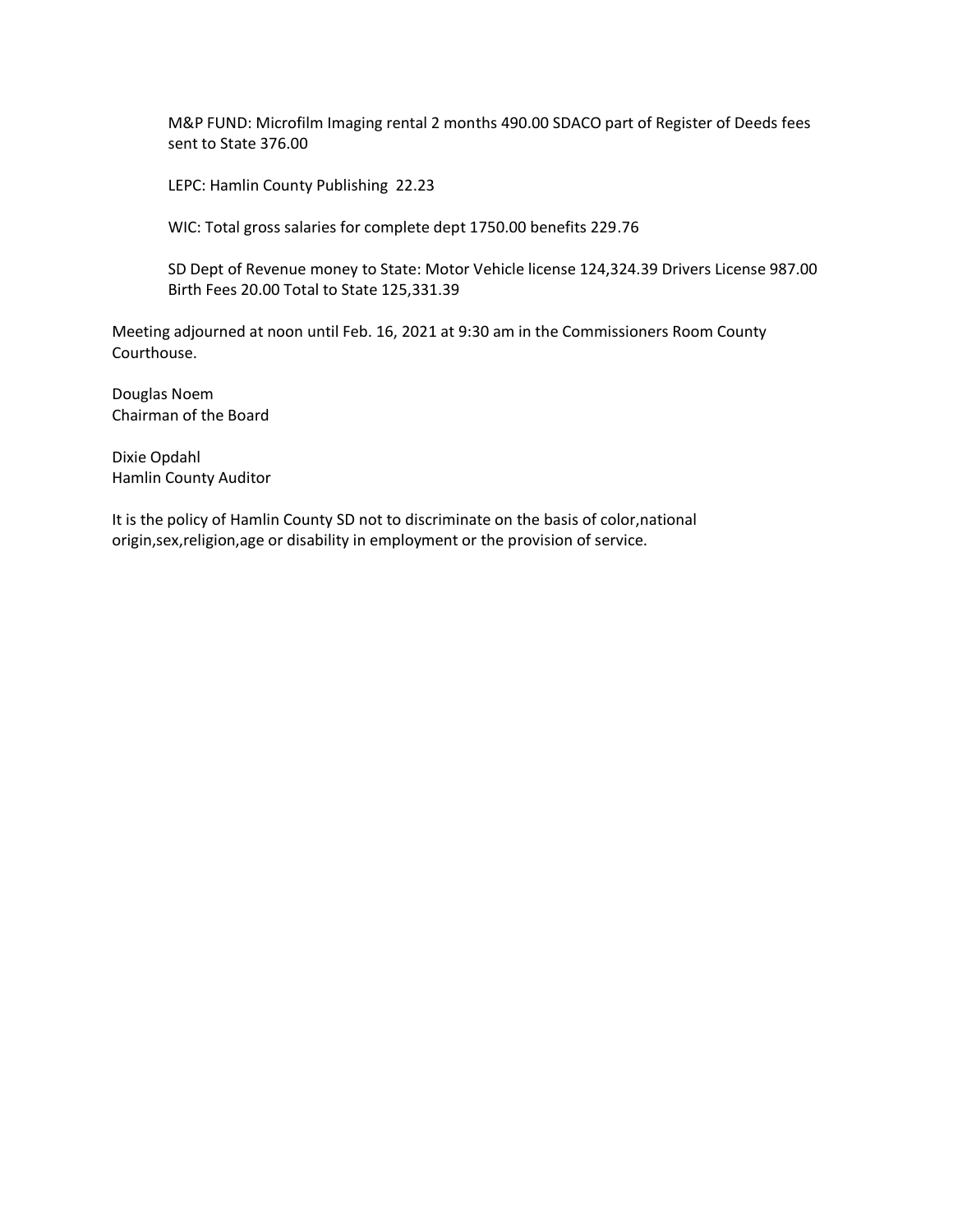M&P FUND: Microfilm Imaging rental 2 months 490.00 SDACO part of Register of Deeds fees sent to State 376.00

LEPC: Hamlin County Publishing 22.23

WIC: Total gross salaries for complete dept 1750.00 benefits 229.76

SD Dept of Revenue money to State: Motor Vehicle license 124,324.39 Drivers License 987.00 Birth Fees 20.00 Total to State 125,331.39

Meeting adjourned at noon until Feb. 16, 2021 at 9:30 am in the Commissioners Room County Courthouse.

Douglas Noem
Chairman of the Board

Dixie Opdahl
Hamlin County Auditor

It is the policy of Hamlin County SD not to discriminate on the basis of color,national origin,sex,religion,age or disability in employment or the provision of service.